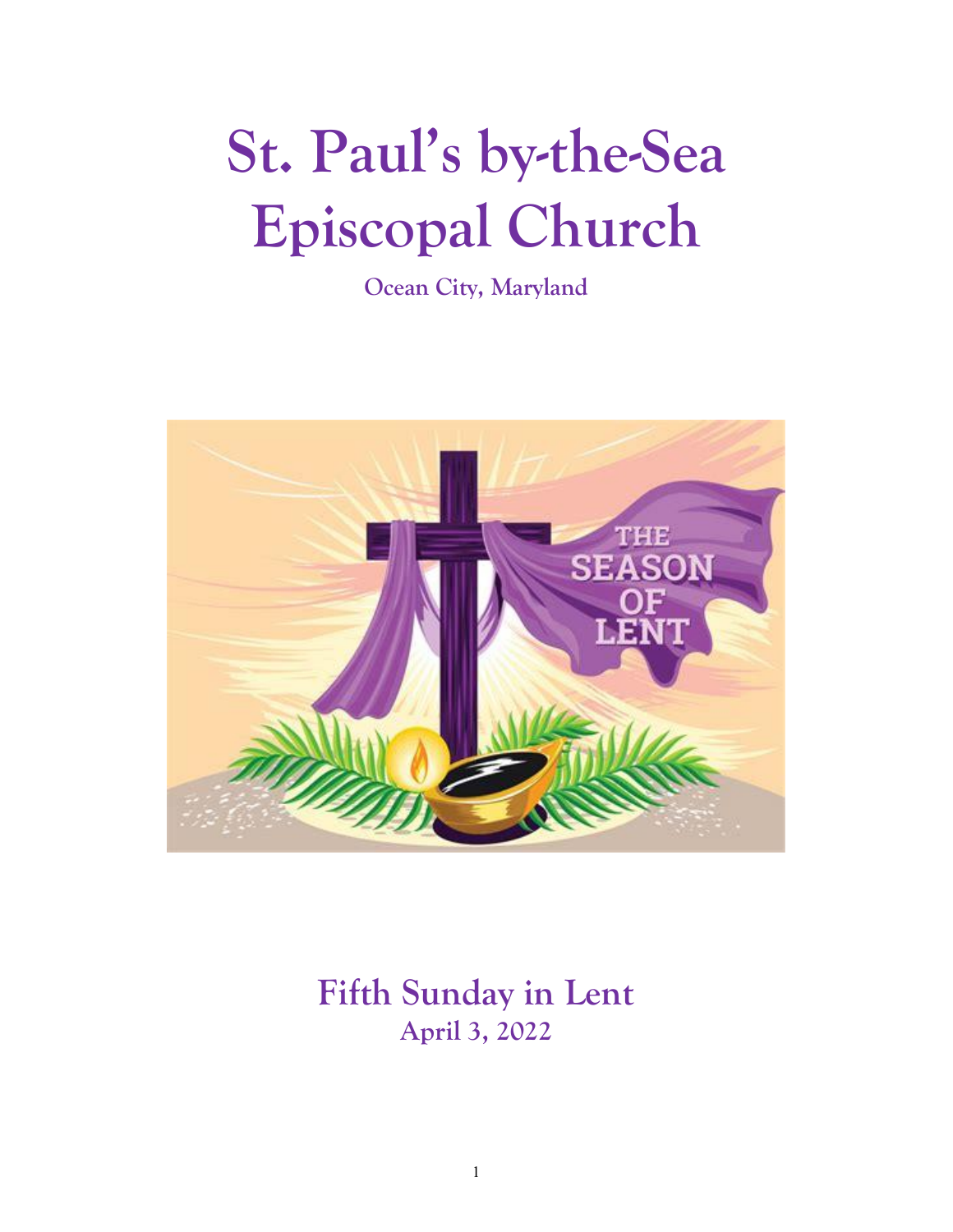# St. Paul's by-the-Sea Episcopal Church

**Ocean City, Maryland**

## Fifth Sunday in Lent

**April 3, 2022**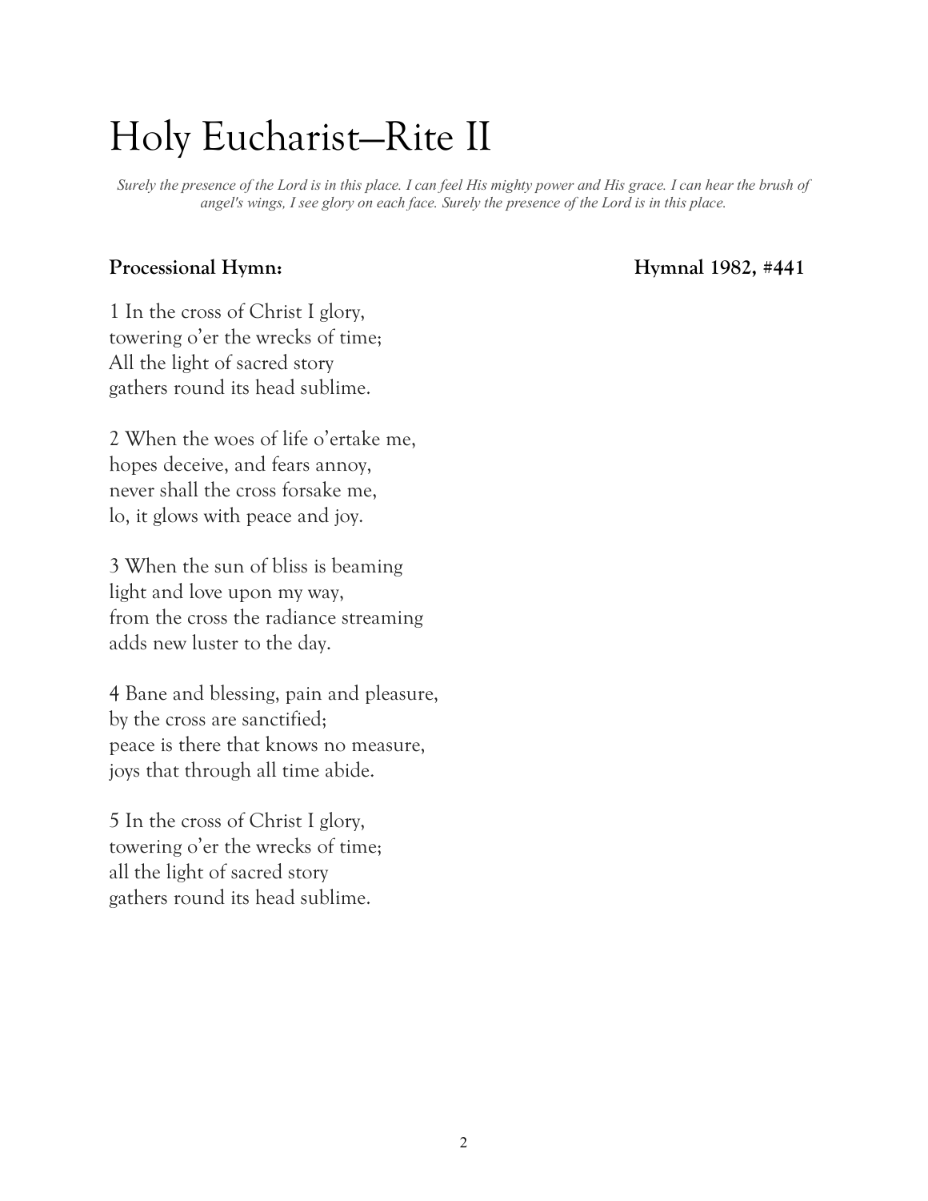# Holy Eucharist—Rite II

*Surely the presence of the Lord is in this place. I can feel His mighty power and His grace. I can hear the brush of angel's wings, I see glory on each face. Surely the presence of the Lord is in this place.*

**Processional Hymn:** **Hymnal 1982, #441**

1 In the cross of Christ I glory,
towering o'er the wrecks of time;
All the light of sacred story
gathers round its head sublime.

2 When the woes of life o'ertake me,
hopes deceive, and fears annoy,
never shall the cross forsake me,
lo, it glows with peace and joy.

3 When the sun of bliss is beaming
light and love upon my way,
from the cross the radiance streaming
adds new luster to the day.

4 Bane and blessing, pain and pleasure,
by the cross are sanctified;
peace is there that knows no measure,
joys that through all time abide.

5 In the cross of Christ I glory,
towering o'er the wrecks of time;
all the light of sacred story
gathers round its head sublime.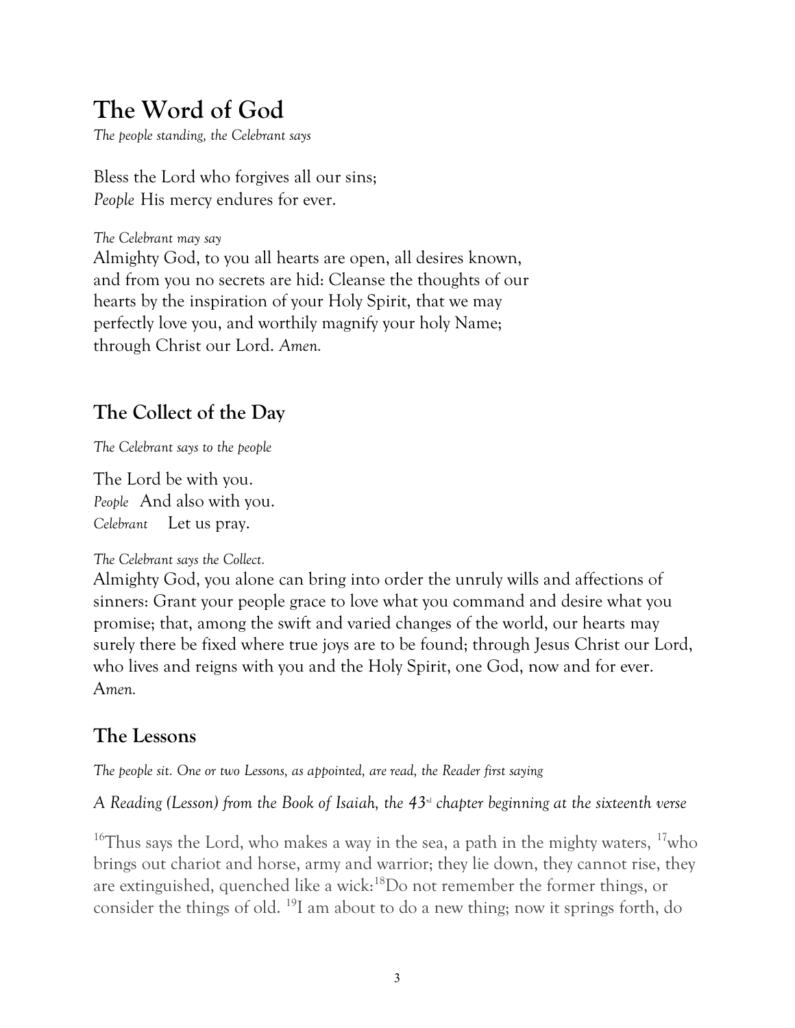# The Word of God

*The people standing, the Celebrant says*

Bless the Lord who forgives all our sins;
*People* His mercy endures for ever.

*The Celebrant may say*
Almighty God, to you all hearts are open, all desires known, and from you no secrets are hid: Cleanse the thoughts of our hearts by the inspiration of your Holy Spirit, that we may perfectly love you, and worthily magnify your holy Name; through Christ our Lord. *Amen.*

## The Collect of the Day

*The Celebrant says to the people*

The Lord be with you.
*People* And also with you.
*Celebrant* Let us pray.

*The Celebrant says the Collect.*
Almighty God, you alone can bring into order the unruly wills and affections of sinners: Grant your people grace to love what you command and desire what you promise; that, among the swift and varied changes of the world, our hearts may surely there be fixed where true joys are to be found; through Jesus Christ our Lord, who lives and reigns with you and the Holy Spirit, one God, now and for ever. *Amen.*

## The Lessons

*The people sit. One or two Lessons, as appointed, are read, the Reader first saying*

*A Reading (Lesson) from the Book of Isaiah, the 43rd chapter beginning at the sixteenth verse*

[16]Thus says the Lord, who makes a way in the sea, a path in the mighty waters, [17]who brings out chariot and horse, army and warrior; they lie down, they cannot rise, they are extinguished, quenched like a wick:[18]Do not remember the former things, or consider the things of old. [19]I am about to do a new thing; now it springs forth, do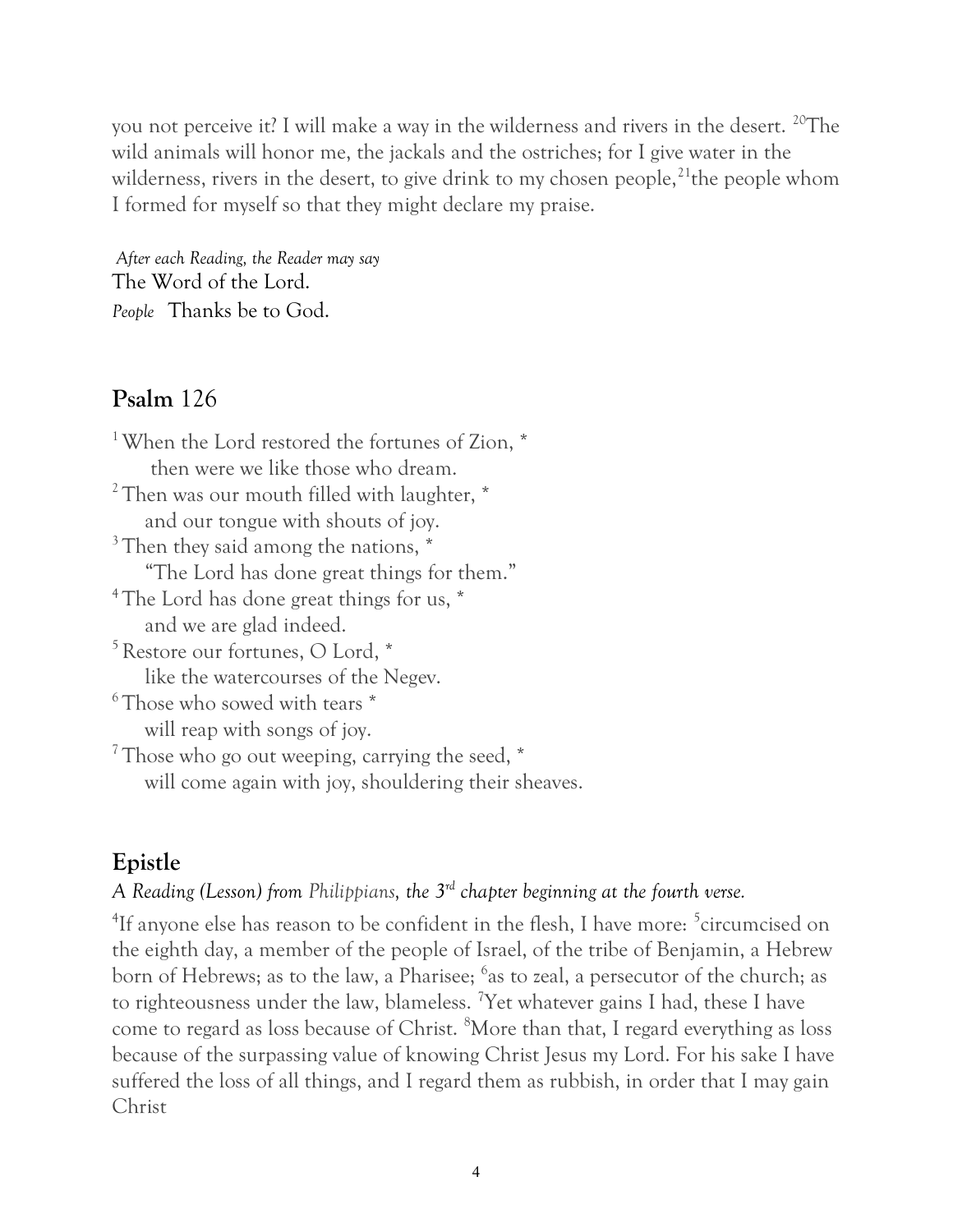you not perceive it? I will make a way in the wilderness and rivers in the desert. [20]The wild animals will honor me, the jackals and the ostriches; for I give water in the wilderness, rivers in the desert, to give drink to my chosen people,[21]the people whom I formed for myself so that they might declare my praise.

*After each Reading, the Reader may say*
The Word of the Lord.
*People* Thanks be to God.

## **Psalm** 126

[1] When the Lord restored the fortunes of Zion, *
    then were we like those who dream.
[2] Then was our mouth filled with laughter, *
    and our tongue with shouts of joy.
[3] Then they said among the nations, *
    "The Lord has done great things for them."
[4] The Lord has done great things for us, *
    and we are glad indeed.
[5] Restore our fortunes, O Lord, *
    like the watercourses of the Negev.
[6] Those who sowed with tears *
    will reap with songs of joy.
[7] Those who go out weeping, carrying the seed, *
    will come again with joy, shouldering their sheaves.

## **Epistle**

*A Reading (Lesson) from Philippians, the 3rd chapter beginning at the fourth verse.*

[4]If anyone else has reason to be confident in the flesh, I have more: [5]circumcised on the eighth day, a member of the people of Israel, of the tribe of Benjamin, a Hebrew born of Hebrews; as to the law, a Pharisee; [6]as to zeal, a persecutor of the church; as to righteousness under the law, blameless. [7]Yet whatever gains I had, these I have come to regard as loss because of Christ. [8]More than that, I regard everything as loss because of the surpassing value of knowing Christ Jesus my Lord. For his sake I have suffered the loss of all things, and I regard them as rubbish, in order that I may gain Christ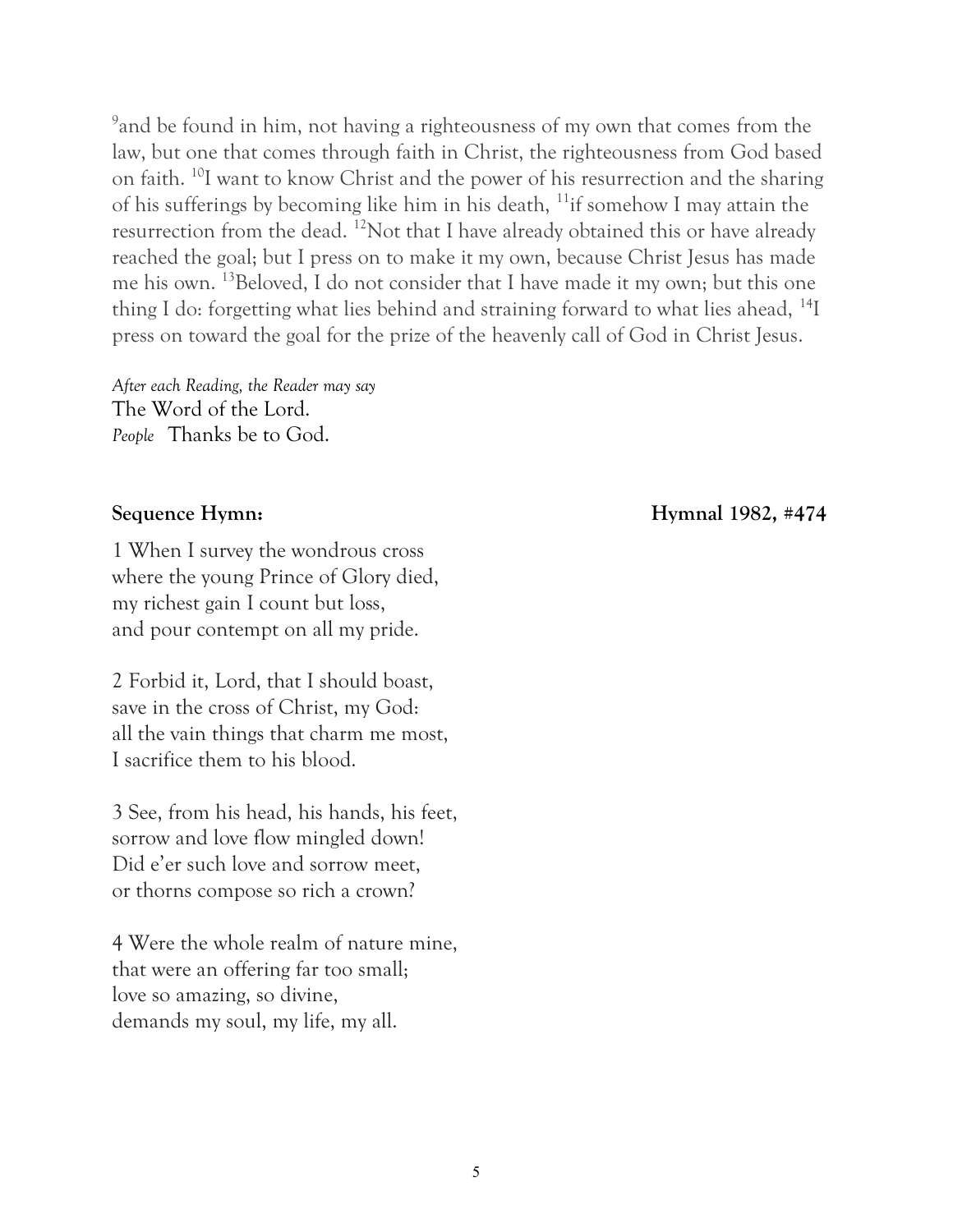[9]and be found in him, not having a righteousness of my own that comes from the law, but one that comes through faith in Christ, the righteousness from God based on faith. [10]I want to know Christ and the power of his resurrection and the sharing of his sufferings by becoming like him in his death, [11]if somehow I may attain the resurrection from the dead. [12]Not that I have already obtained this or have already reached the goal; but I press on to make it my own, because Christ Jesus has made me his own. [13]Beloved, I do not consider that I have made it my own; but this one thing I do: forgetting what lies behind and straining forward to what lies ahead, [14]I press on toward the goal for the prize of the heavenly call of God in Christ Jesus.

*After each Reading, the Reader may say*
The Word of the Lord.
*People* Thanks be to God.

**Sequence Hymn: Hymnal 1982, #474**

1 When I survey the wondrous cross
where the young Prince of Glory died,
my richest gain I count but loss,
and pour contempt on all my pride.

2 Forbid it, Lord, that I should boast,
save in the cross of Christ, my God:
all the vain things that charm me most,
I sacrifice them to his blood.

3 See, from his head, his hands, his feet,
sorrow and love flow mingled down!
Did e'er such love and sorrow meet,
or thorns compose so rich a crown?

4 Were the whole realm of nature mine,
that were an offering far too small;
love so amazing, so divine,
demands my soul, my life, my all.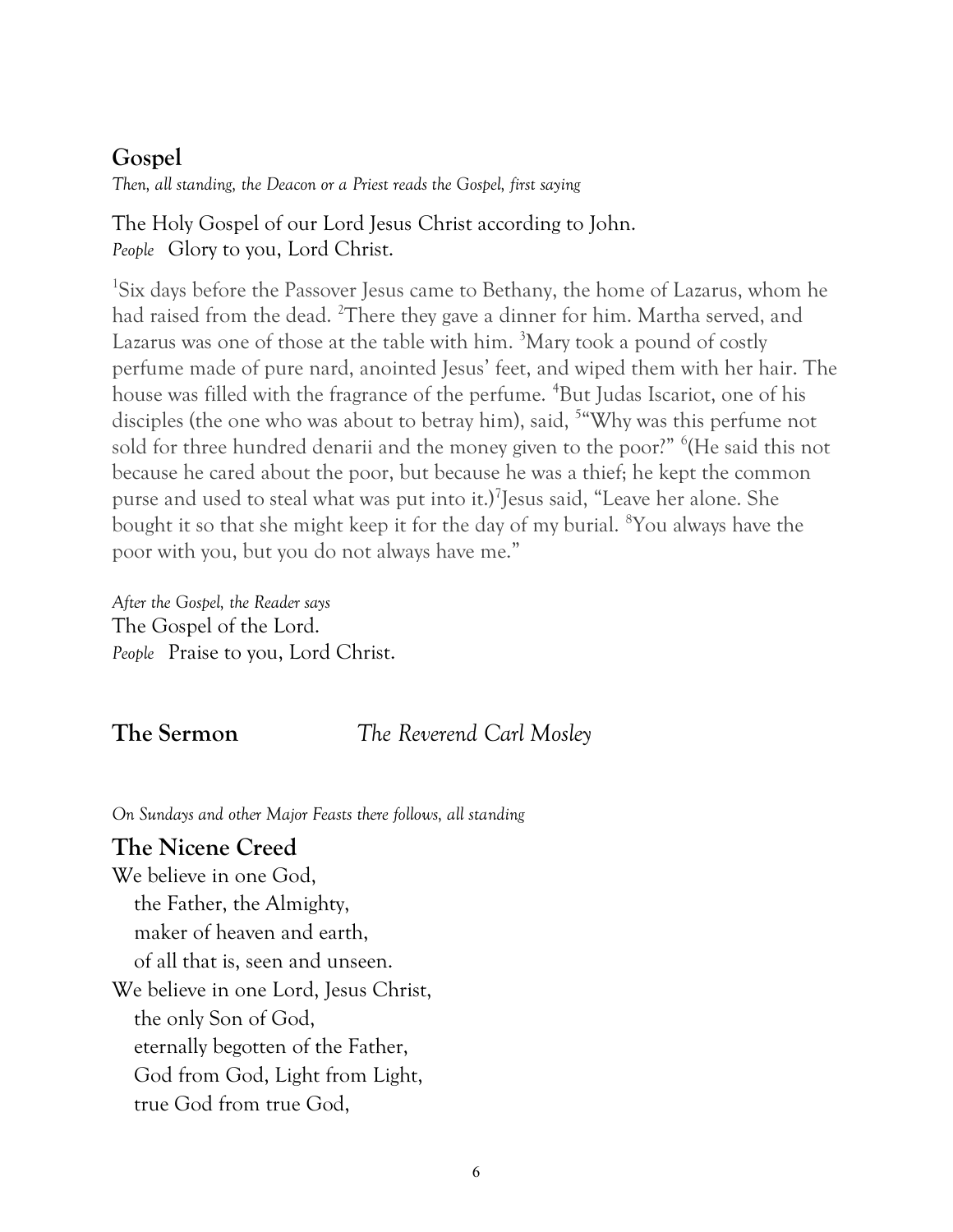## Gospel

*Then, all standing, the Deacon or a Priest reads the Gospel, first saying*

The Holy Gospel of our Lord Jesus Christ according to John.
*People* Glory to you, Lord Christ.

1 Six days before the Passover Jesus came to Bethany, the home of Lazarus, whom he had raised from the dead. 2 There they gave a dinner for him. Martha served, and Lazarus was one of those at the table with him. 3 Mary took a pound of costly perfume made of pure nard, anointed Jesus' feet, and wiped them with her hair. The house was filled with the fragrance of the perfume. 4 But Judas Iscariot, one of his disciples (the one who was about to betray him), said, 5 "Why was this perfume not sold for three hundred denarii and the money given to the poor?" 6 (He said this not because he cared about the poor, but because he was a thief; he kept the common purse and used to steal what was put into it.) 7 Jesus said, "Leave her alone. She bought it so that she might keep it for the day of my burial. 8 You always have the poor with you, but you do not always have me."

*After the Gospel, the Reader says*
The Gospel of the Lord.
*People* Praise to you, Lord Christ.

## The Sermon *The Reverend Carl Mosley*

*On Sundays and other Major Feasts there follows, all standing*

## The Nicene Creed

We believe in one God,
 the Father, the Almighty,
 maker of heaven and earth,
 of all that is, seen and unseen.
We believe in one Lord, Jesus Christ,
 the only Son of God,
 eternally begotten of the Father,
 God from God, Light from Light,
 true God from true God,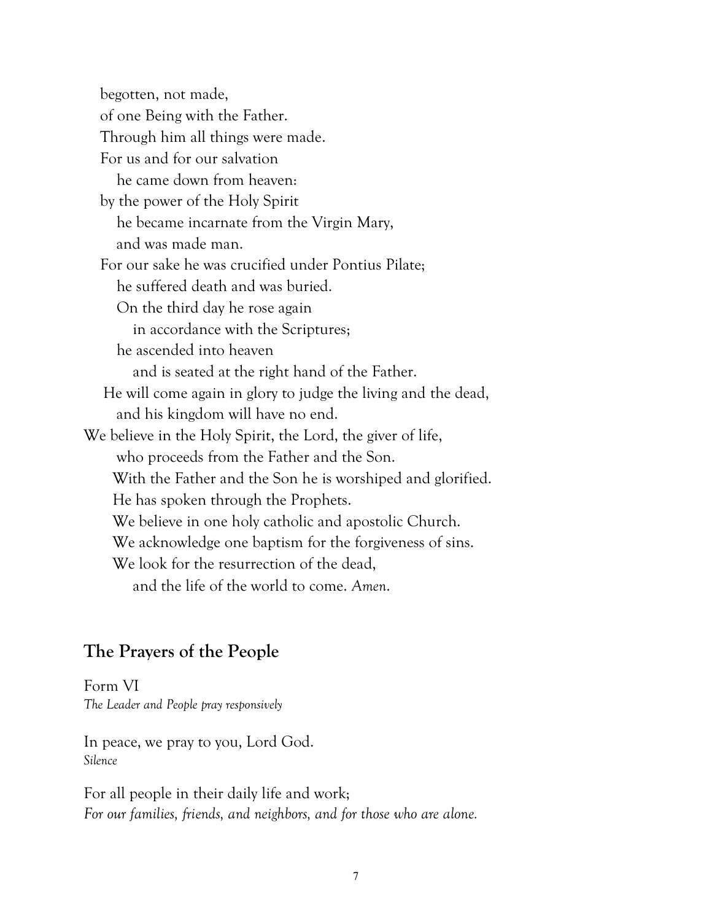begotten, not made,
of one Being with the Father.
Through him all things were made.
For us and for our salvation
he came down from heaven:
by the power of the Holy Spirit
he became incarnate from the Virgin Mary,
and was made man.
For our sake he was crucified under Pontius Pilate;
he suffered death and was buried.
On the third day he rose again
in accordance with the Scriptures;
he ascended into heaven
and is seated at the right hand of the Father.
He will come again in glory to judge the living and the dead,
and his kingdom will have no end.
We believe in the Holy Spirit, the Lord, the giver of life,
who proceeds from the Father and the Son.
With the Father and the Son he is worshiped and glorified.
He has spoken through the Prophets.
We believe in one holy catholic and apostolic Church.
We acknowledge one baptism for the forgiveness of sins.
We look for the resurrection of the dead,
and the life of the world to come. *Amen.*

## The Prayers of the People

Form VI
*The Leader and People pray responsively*

In peace, we pray to you, Lord God.
*Silence*

For all people in their daily life and work;
*For our families, friends, and neighbors, and for those who are alone.*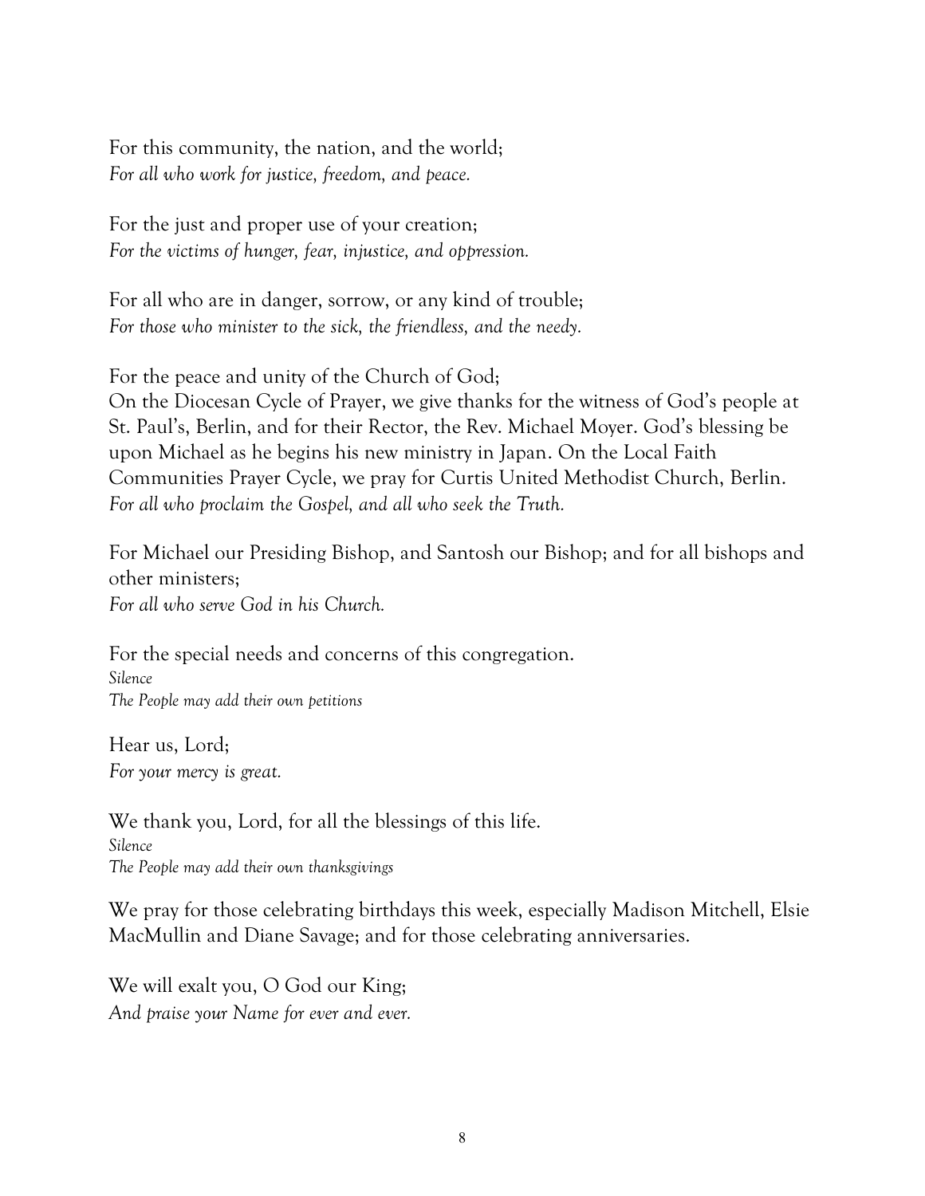For this community, the nation, and the world;
*For all who work for justice, freedom, and peace.*

For the just and proper use of your creation;
*For the victims of hunger, fear, injustice, and oppression.*

For all who are in danger, sorrow, or any kind of trouble;
*For those who minister to the sick, the friendless, and the needy.*

For the peace and unity of the Church of God;
On the Diocesan Cycle of Prayer, we give thanks for the witness of God's people at St. Paul's, Berlin, and for their Rector, the Rev. Michael Moyer. God's blessing be upon Michael as he begins his new ministry in Japan. On the Local Faith Communities Prayer Cycle, we pray for Curtis United Methodist Church, Berlin.
*For all who proclaim the Gospel, and all who seek the Truth.*

For Michael our Presiding Bishop, and Santosh our Bishop; and for all bishops and other ministers;
*For all who serve God in his Church.*

For the special needs and concerns of this congregation.
*Silence*
*The People may add their own petitions*

Hear us, Lord;
*For your mercy is great.*

We thank you, Lord, for all the blessings of this life.
*Silence*
*The People may add their own thanksgivings*

We pray for those celebrating birthdays this week, especially Madison Mitchell, Elsie MacMullin and Diane Savage; and for those celebrating anniversaries.

We will exalt you, O God our King;
*And praise your Name for ever and ever.*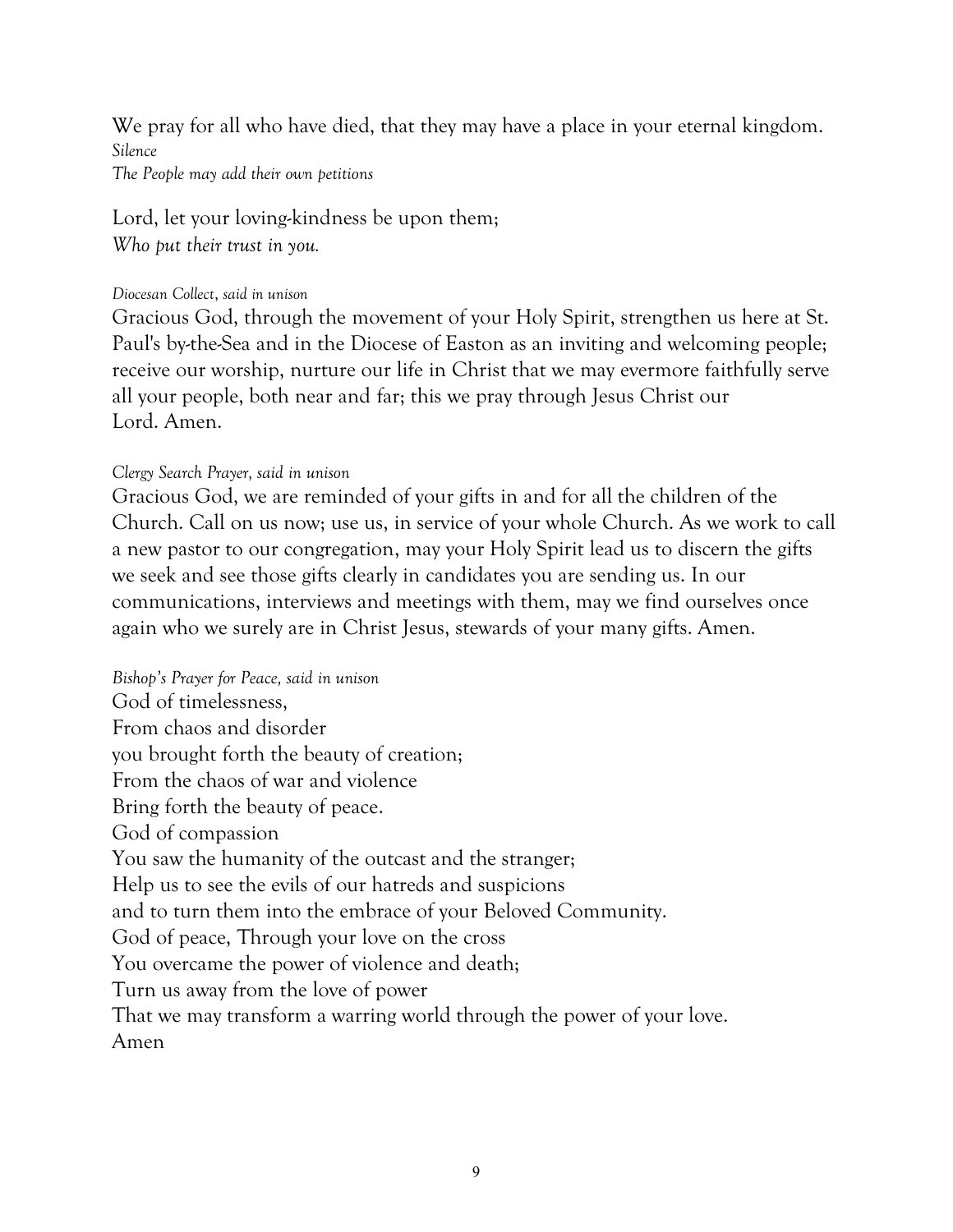We pray for all who have died, that they may have a place in your eternal kingdom.
*Silence*
*The People may add their own petitions*

Lord, let your loving-kindness be upon them;
*Who put their trust in you.*

*Diocesan Collect, said in unison*
Gracious God, through the movement of your Holy Spirit, strengthen us here at St. Paul's by-the-Sea and in the Diocese of Easton as an inviting and welcoming people; receive our worship, nurture our life in Christ that we may evermore faithfully serve all your people, both near and far; this we pray through Jesus Christ our Lord. Amen.

*Clergy Search Prayer, said in unison*
Gracious God, we are reminded of your gifts in and for all the children of the Church. Call on us now; use us, in service of your whole Church. As we work to call a new pastor to our congregation, may your Holy Spirit lead us to discern the gifts we seek and see those gifts clearly in candidates you are sending us. In our communications, interviews and meetings with them, may we find ourselves once again who we surely are in Christ Jesus, stewards of your many gifts. Amen.

*Bishop's Prayer for Peace, said in unison*
God of timelessness,
From chaos and disorder
you brought forth the beauty of creation;
From the chaos of war and violence
Bring forth the beauty of peace.
God of compassion
You saw the humanity of the outcast and the stranger;
Help us to see the evils of our hatreds and suspicions
and to turn them into the embrace of your Beloved Community.
God of peace, Through your love on the cross
You overcame the power of violence and death;
Turn us away from the love of power
That we may transform a warring world through the power of your love.
Amen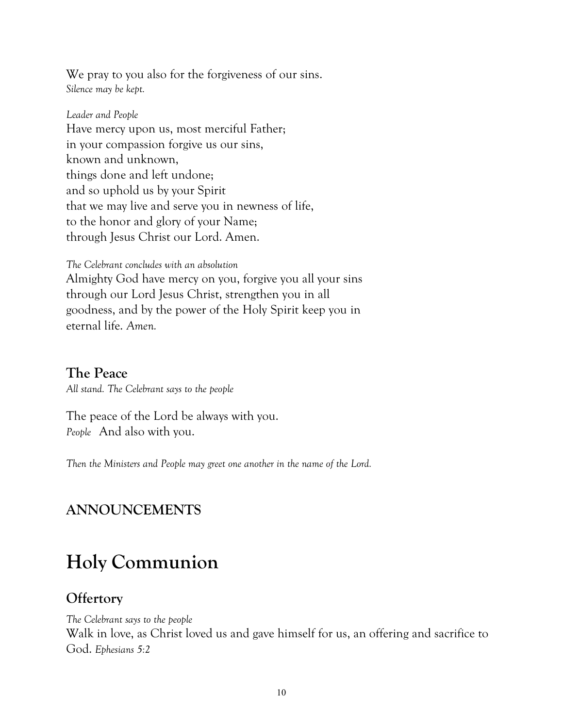We pray to you also for the forgiveness of our sins.
*Silence may be kept.*

*Leader and People*
Have mercy upon us, most merciful Father;
in your compassion forgive us our sins,
known and unknown,
things done and left undone;
and so uphold us by your Spirit
that we may live and serve you in newness of life,
to the honor and glory of your Name;
through Jesus Christ our Lord. Amen.

*The Celebrant concludes with an absolution*
Almighty God have mercy on you, forgive you all your sins through our Lord Jesus Christ, strengthen you in all goodness, and by the power of the Holy Spirit keep you in eternal life. *Amen.*

## The Peace

*All stand. The Celebrant says to the people*

The peace of the Lord be always with you.
*People* And also with you.

*Then the Ministers and People may greet one another in the name of the Lord.*

## ANNOUNCEMENTS

# Holy Communion

## Offertory

*The Celebrant says to the people*
Walk in love, as Christ loved us and gave himself for us, an offering and sacrifice to God. *Ephesians 5:2*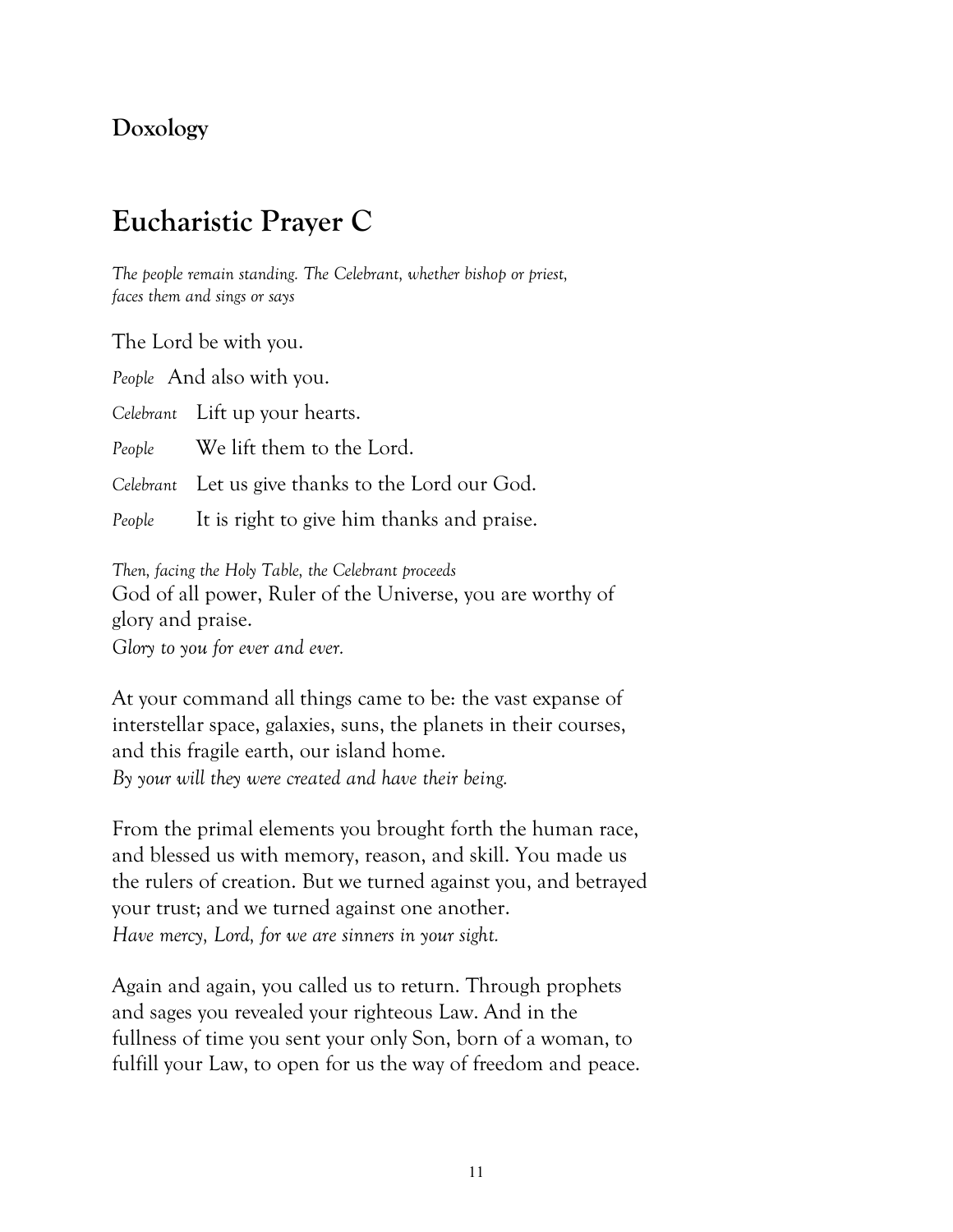### Doxology

## Eucharistic Prayer C

*The people remain standing. The Celebrant, whether bishop or priest, faces them and sings or says*

The Lord be with you.

*People* And also with you.

*Celebrant* Lift up your hearts.

*People* We lift them to the Lord.

*Celebrant* Let us give thanks to the Lord our God.

*People* It is right to give him thanks and praise.

*Then, facing the Holy Table, the Celebrant proceeds*

God of all power, Ruler of the Universe, you are worthy of glory and praise.
*Glory to you for ever and ever.*

At your command all things came to be: the vast expanse of interstellar space, galaxies, suns, the planets in their courses, and this fragile earth, our island home.
*By your will they were created and have their being.*

From the primal elements you brought forth the human race, and blessed us with memory, reason, and skill. You made us the rulers of creation. But we turned against you, and betrayed your trust; and we turned against one another.
*Have mercy, Lord, for we are sinners in your sight.*

Again and again, you called us to return. Through prophets and sages you revealed your righteous Law. And in the fullness of time you sent your only Son, born of a woman, to fulfill your Law, to open for us the way of freedom and peace.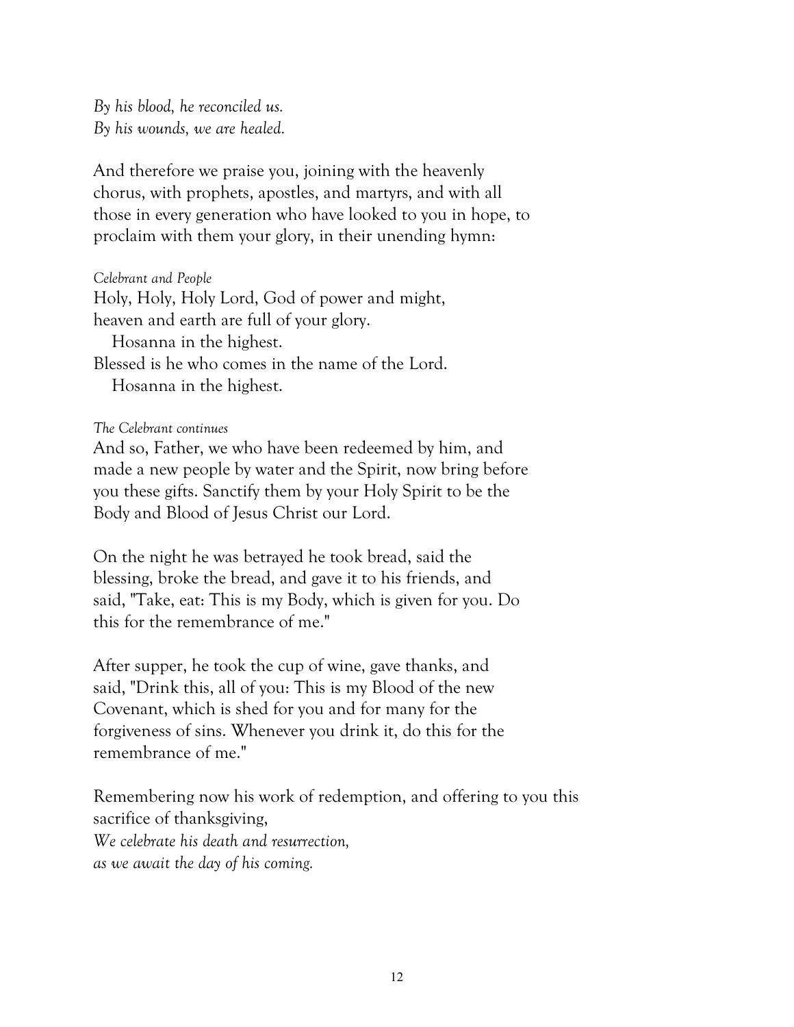*By his blood, he reconciled us.*
*By his wounds, we are healed.*

And therefore we praise you, joining with the heavenly chorus, with prophets, apostles, and martyrs, and with all those in every generation who have looked to you in hope, to proclaim with them your glory, in their unending hymn:

*Celebrant and People*

Holy, Holy, Holy Lord, God of power and might,
heaven and earth are full of your glory.
  Hosanna in the highest.
Blessed is he who comes in the name of the Lord.
  Hosanna in the highest.

*The Celebrant continues*

And so, Father, we who have been redeemed by him, and made a new people by water and the Spirit, now bring before you these gifts. Sanctify them by your Holy Spirit to be the Body and Blood of Jesus Christ our Lord.

On the night he was betrayed he took bread, said the blessing, broke the bread, and gave it to his friends, and said, "Take, eat: This is my Body, which is given for you. Do this for the remembrance of me."

After supper, he took the cup of wine, gave thanks, and said, "Drink this, all of you: This is my Blood of the new Covenant, which is shed for you and for many for the forgiveness of sins. Whenever you drink it, do this for the remembrance of me."

Remembering now his work of redemption, and offering to you this sacrifice of thanksgiving,
*We celebrate his death and resurrection,*
*as we await the day of his coming.*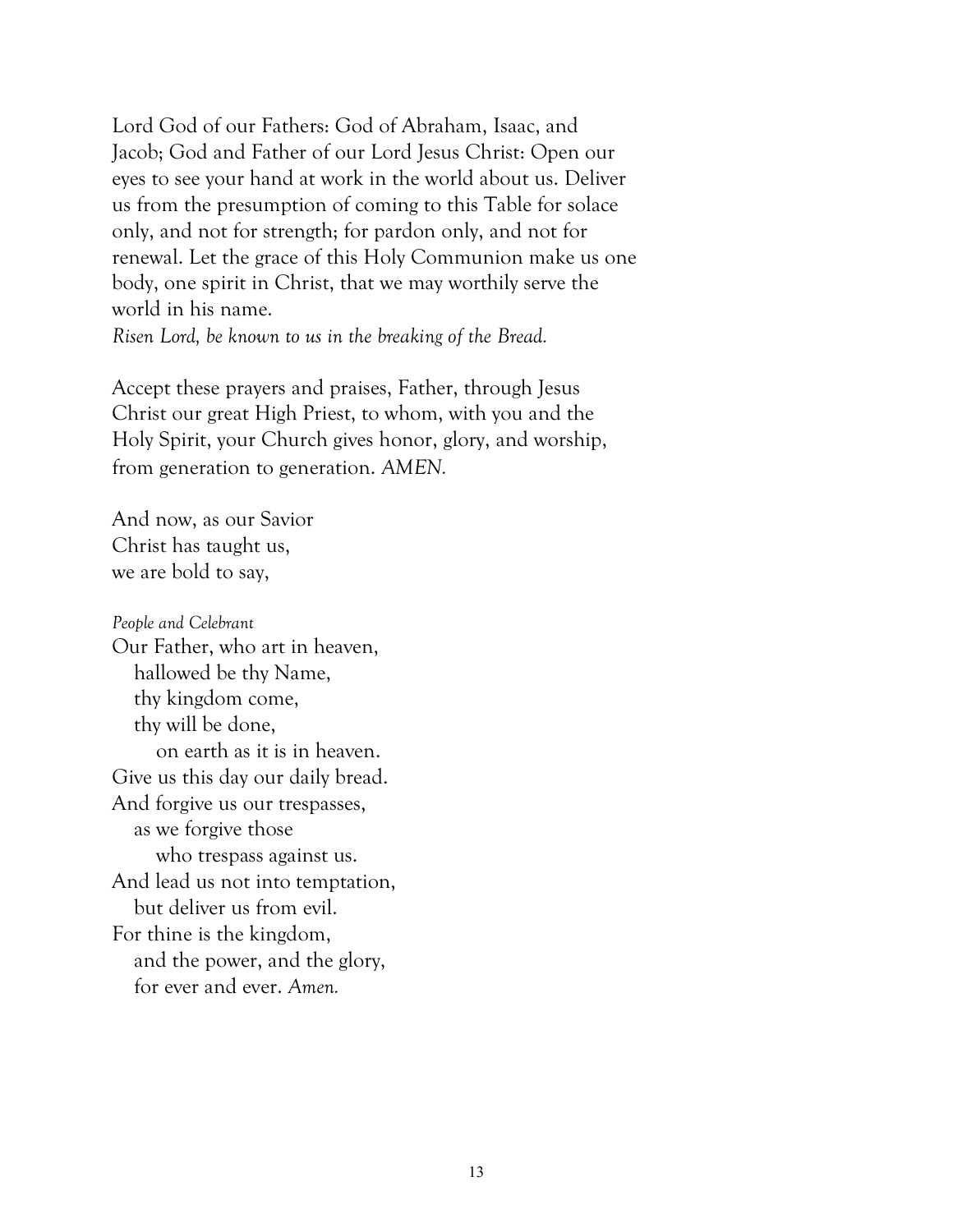Lord God of our Fathers: God of Abraham, Isaac, and Jacob; God and Father of our Lord Jesus Christ: Open our eyes to see your hand at work in the world about us. Deliver us from the presumption of coming to this Table for solace only, and not for strength; for pardon only, and not for renewal. Let the grace of this Holy Communion make us one body, one spirit in Christ, that we may worthily serve the world in his name.
*Risen Lord, be known to us in the breaking of the Bread.*

Accept these prayers and praises, Father, through Jesus Christ our great High Priest, to whom, with you and the Holy Spirit, your Church gives honor, glory, and worship, from generation to generation. *AMEN.*

And now, as our Savior
Christ has taught us,
we are bold to say,

*People and Celebrant*

Our Father, who art in heaven,
hallowed be thy Name,
thy kingdom come,
thy will be done,
on earth as it is in heaven.
Give us this day our daily bread.
And forgive us our trespasses,
as we forgive those
who trespass against us.
And lead us not into temptation,
but deliver us from evil.
For thine is the kingdom,
and the power, and the glory,
for ever and ever. *Amen.*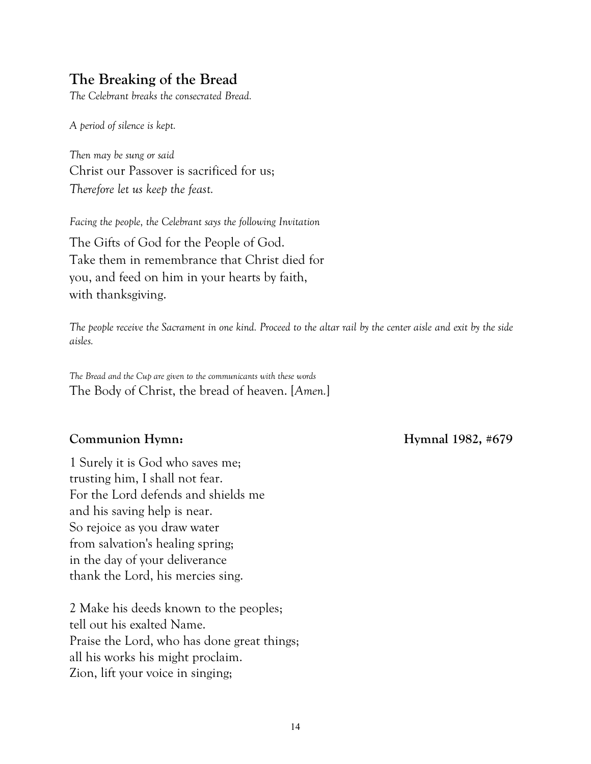## The Breaking of the Bread

*The Celebrant breaks the consecrated Bread.*

*A period of silence is kept.*

*Then may be sung or said*
Christ our Passover is sacrificed for us;
*Therefore let us keep the feast.*

*Facing the people, the Celebrant says the following Invitation*

The Gifts of God for the People of God.
Take them in remembrance that Christ died for
you, and feed on him in your hearts by faith,
with thanksgiving.

*The people receive the Sacrament in one kind. Proceed to the altar rail by the center aisle and exit by the side aisles.*

*The Bread and the Cup are given to the communicants with these words*
The Body of Christ, the bread of heaven. [*Amen.*]

**Communion Hymn:** **Hymnal 1982, #679**

1 Surely it is God who saves me;
trusting him, I shall not fear.
For the Lord defends and shields me
and his saving help is near.
So rejoice as you draw water
from salvation's healing spring;
in the day of your deliverance
thank the Lord, his mercies sing.

2 Make his deeds known to the peoples;
tell out his exalted Name.
Praise the Lord, who has done great things;
all his works his might proclaim.
Zion, lift your voice in singing;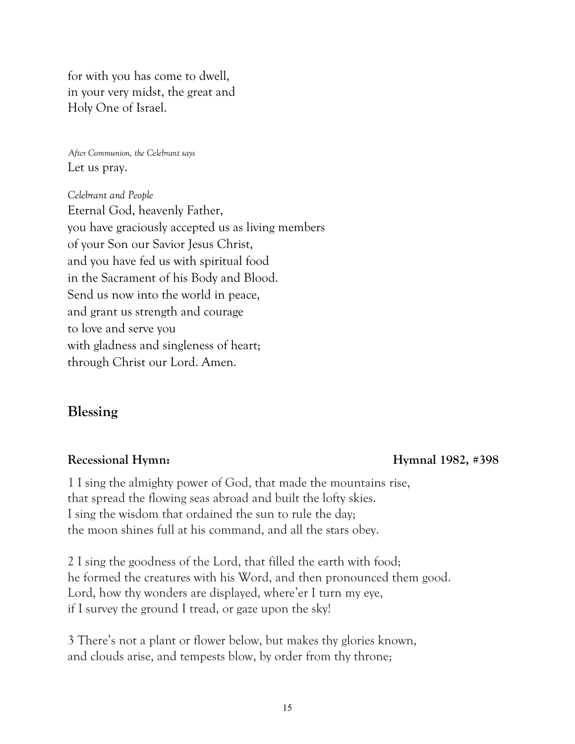for with you has come to dwell,
in your very midst, the great and
Holy One of Israel.

*After Communion, the Celebrant says*
Let us pray.

*Celebrant and People*
Eternal God, heavenly Father,
you have graciously accepted us as living members
of your Son our Savior Jesus Christ,
and you have fed us with spiritual food
in the Sacrament of his Body and Blood.
Send us now into the world in peace,
and grant us strength and courage
to love and serve you
with gladness and singleness of heart;
through Christ our Lord. Amen.

## Blessing

**Recessional Hymn: Hymnal 1982, #398**

1 I sing the almighty power of God, that made the mountains rise,
that spread the flowing seas abroad and built the lofty skies.
I sing the wisdom that ordained the sun to rule the day;
the moon shines full at his command, and all the stars obey.

2 I sing the goodness of the Lord, that filled the earth with food;
he formed the creatures with his Word, and then pronounced them good.
Lord, how thy wonders are displayed, where'er I turn my eye,
if I survey the ground I tread, or gaze upon the sky!

3 There's not a plant or flower below, but makes thy glories known,
and clouds arise, and tempests blow, by order from thy throne;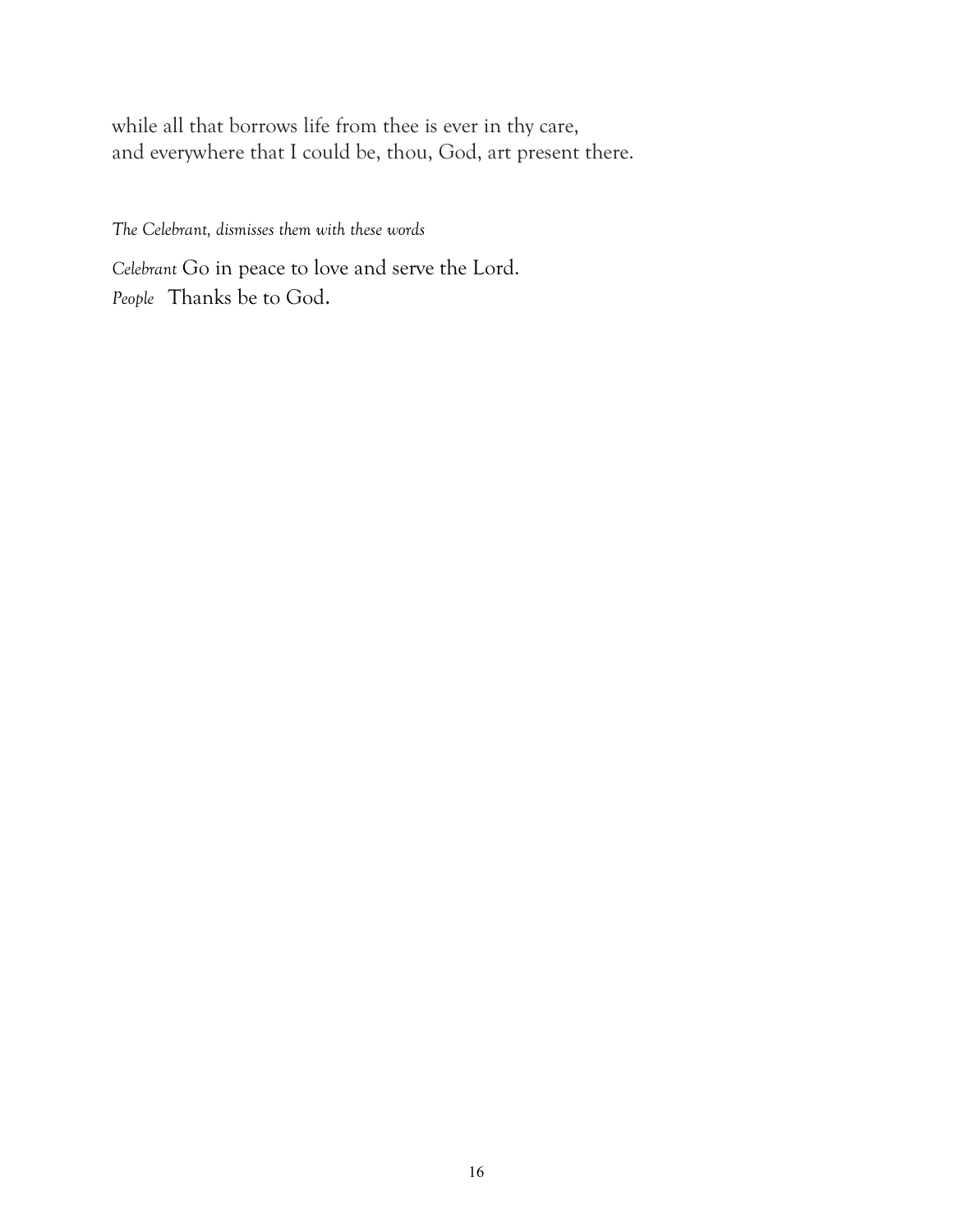while all that borrows life from thee is ever in thy care,
and everywhere that I could be, thou, God, art present there.

*The Celebrant, dismisses them with these words*

*Celebrant* Go in peace to love and serve the Lord.
*People* Thanks be to God.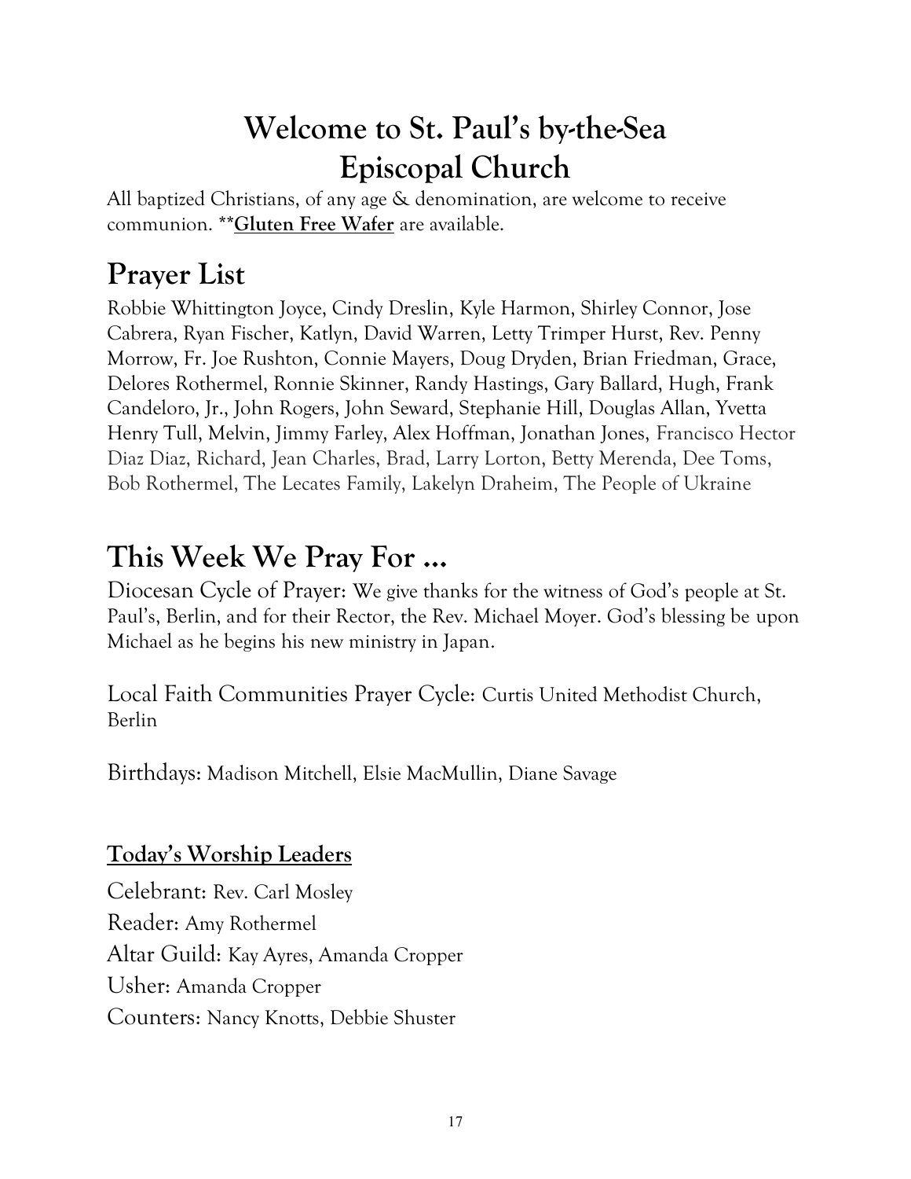# Welcome to St. Paul's by-the-Sea Episcopal Church

All baptized Christians, of any age & denomination, are welcome to receive communion. **__Gluten Free Wafer__** are available.

## Prayer List

Robbie Whittington Joyce, Cindy Dreslin, Kyle Harmon, Shirley Connor, Jose Cabrera, Ryan Fischer, Katlyn, David Warren, Letty Trimper Hurst, Rev. Penny Morrow, Fr. Joe Rushton, Connie Mayers, Doug Dryden, Brian Friedman, Grace, Delores Rothermel, Ronnie Skinner, Randy Hastings, Gary Ballard, Hugh, Frank Candeloro, Jr., John Rogers, John Seward, Stephanie Hill, Douglas Allan, Yvetta Henry Tull, Melvin, Jimmy Farley, Alex Hoffman, Jonathan Jones, Francisco Hector Diaz Diaz, Richard, Jean Charles, Brad, Larry Lorton, Betty Merenda, Dee Toms, Bob Rothermel, The Lecates Family, Lakelyn Draheim, The People of Ukraine

## This Week We Pray For …

Diocesan Cycle of Prayer: We give thanks for the witness of God's people at St. Paul's, Berlin, and for their Rector, the Rev. Michael Moyer. God's blessing be upon Michael as he begins his new ministry in Japan.

Local Faith Communities Prayer Cycle: Curtis United Methodist Church, Berlin

Birthdays: Madison Mitchell, Elsie MacMullin, Diane Savage

### Today's Worship Leaders

Celebrant: Rev. Carl Mosley

Reader: Amy Rothermel

Altar Guild: Kay Ayres, Amanda Cropper

Usher: Amanda Cropper

Counters: Nancy Knotts, Debbie Shuster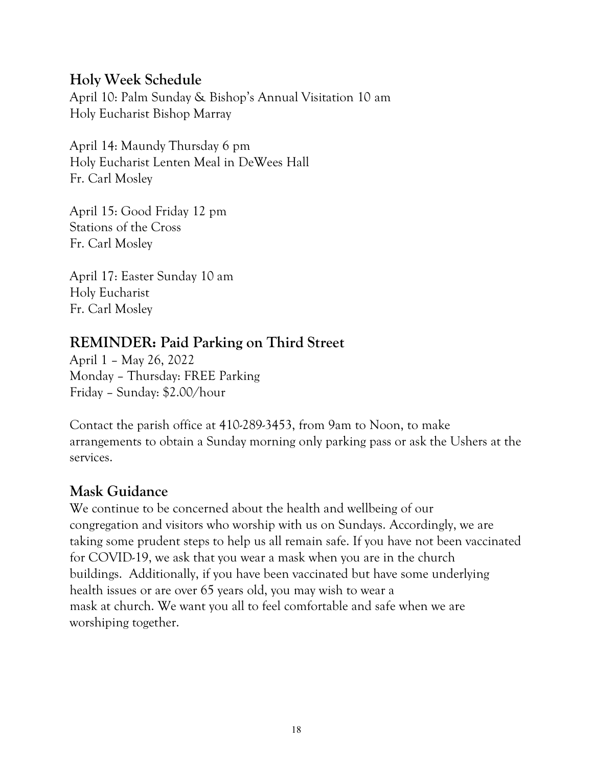## Holy Week Schedule

April 10: Palm Sunday & Bishop's Annual Visitation 10 am
Holy Eucharist Bishop Marray

April 14: Maundy Thursday 6 pm
Holy Eucharist Lenten Meal in DeWees Hall
Fr. Carl Mosley

April 15: Good Friday 12 pm
Stations of the Cross
Fr. Carl Mosley

April 17: Easter Sunday 10 am
Holy Eucharist
Fr. Carl Mosley

## REMINDER: Paid Parking on Third Street

April 1 – May 26, 2022
Monday – Thursday: FREE Parking
Friday – Sunday: $2.00/hour

Contact the parish office at 410-289-3453, from 9am to Noon, to make arrangements to obtain a Sunday morning only parking pass or ask the Ushers at the services.

## Mask Guidance

We continue to be concerned about the health and wellbeing of our congregation and visitors who worship with us on Sundays. Accordingly, we are taking some prudent steps to help us all remain safe. If you have not been vaccinated for COVID-19, we ask that you wear a mask when you are in the church buildings. Additionally, if you have been vaccinated but have some underlying health issues or are over 65 years old, you may wish to wear a mask at church. We want you all to feel comfortable and safe when we are worshiping together.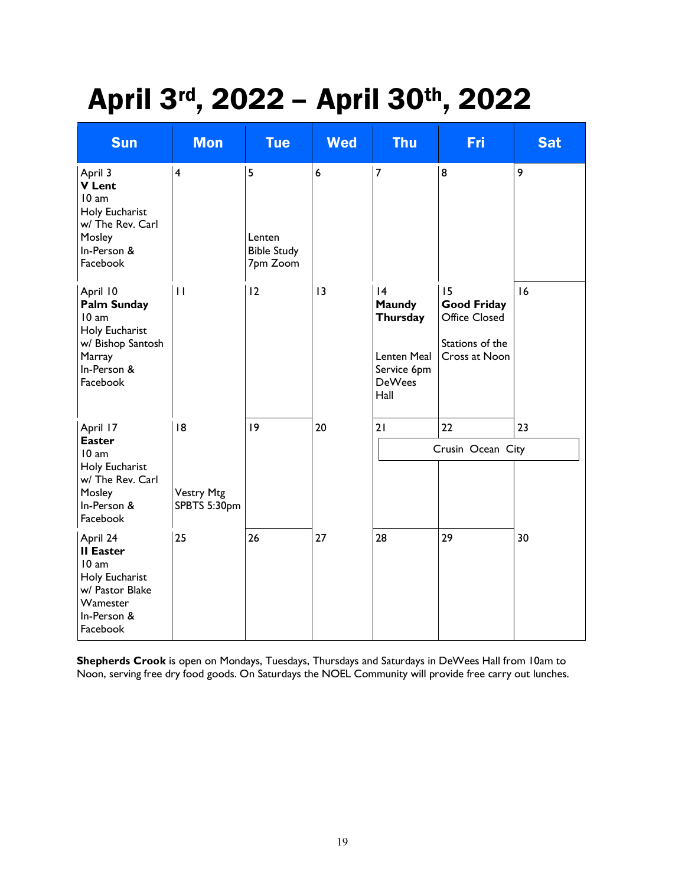# April 3rd, 2022 – April 30th, 2022

| Sun | Mon | Tue | Wed | Thu | Fri | Sat |
|---|---|---|---|---|---|---|
| April 3<br>**V Lent**<br>10 am<br>Holy Eucharist<br>w/ The Rev. Carl Mosley<br>In-Person &<br>Facebook | 4 | 5<br><br>Lenten Bible Study 7pm Zoom | 6 | 7 | 8 | 9 |
| April 10<br>**Palm Sunday**<br>10 am<br>Holy Eucharist<br>w/ Bishop Santosh Marray<br>In-Person &<br>Facebook | 11 | 12 | 13 | 14<br>**Maundy Thursday**<br><br>Lenten Meal Service 6pm DeWees Hall | 15<br>**Good Friday**<br>Office Closed<br><br>Stations of the Cross at Noon | 16 |
| April 17<br>**Easter**<br>10 am<br>Holy Eucharist<br>w/ The Rev. Carl Mosley<br>In-Person &<br>Facebook | 18<br><br>Vestry Mtg SPBTS 5:30pm | 19 | 20 | 21<br>Crusin Ocean City | 22<br>Crusin Ocean City | 23<br>Crusin Ocean City |
| April 24<br>**II Easter**<br>10 am<br>Holy Eucharist<br>w/ Pastor Blake Wamester<br>In-Person &<br>Facebook | 25 | 26 | 27 | 28 | 29 | 30 |

**Shepherds Crook** is open on Mondays, Tuesdays, Thursdays and Saturdays in DeWees Hall from 10am to Noon, serving free dry food goods. On Saturdays the NOEL Community will provide free carry out lunches.